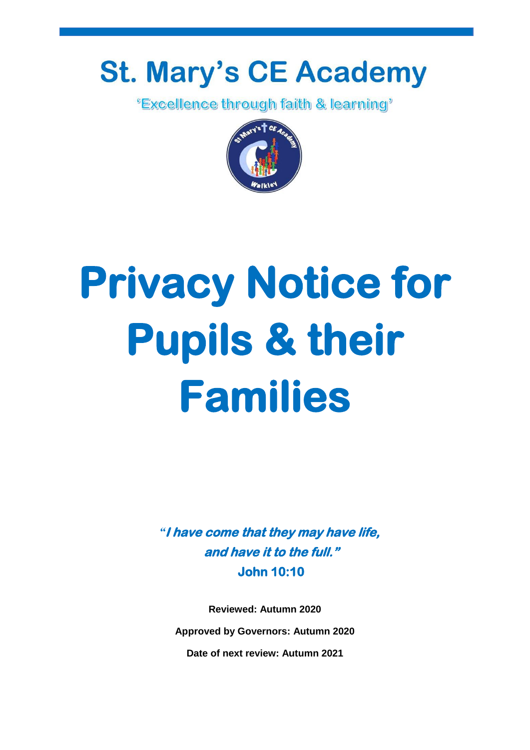# St. Mary's CE Academy

'Excellence through faith & learning'

# Privacy Notice for Pupils & their Families

***"I have come that they may have life, and have it to the full."***
**John 10:10**

**Reviewed: Autumn 2020**

**Approved by Governors: Autumn 2020**

**Date of next review: Autumn 2021**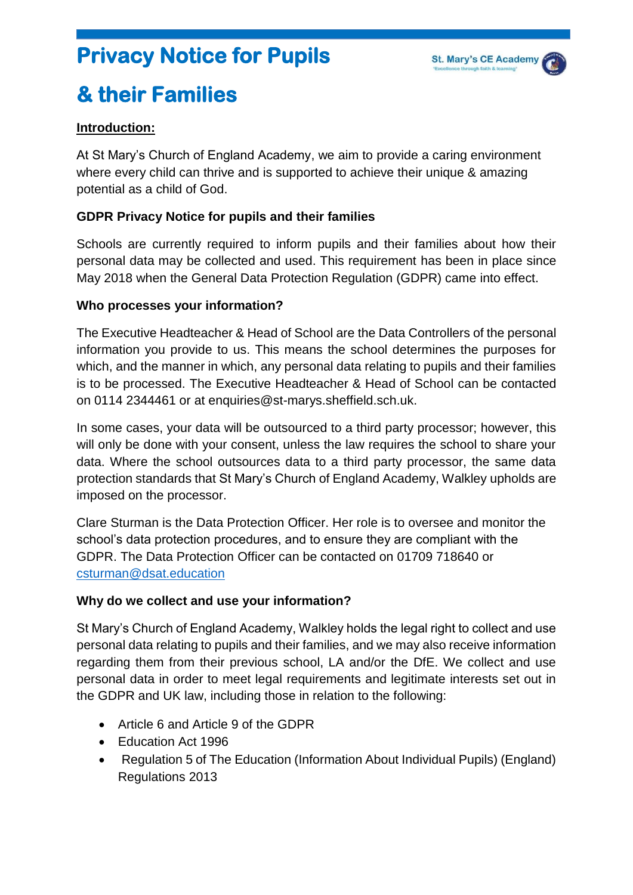# Privacy Notice for Pupils & their Families

**Introduction:**

At St Mary's Church of England Academy, we aim to provide a caring environment where every child can thrive and is supported to achieve their unique & amazing potential as a child of God.

**GDPR Privacy Notice for pupils and their families**

Schools are currently required to inform pupils and their families about how their personal data may be collected and used. This requirement has been in place since May 2018 when the General Data Protection Regulation (GDPR) came into effect.

**Who processes your information?**

The Executive Headteacher & Head of School are the Data Controllers of the personal information you provide to us. This means the school determines the purposes for which, and the manner in which, any personal data relating to pupils and their families is to be processed. The Executive Headteacher & Head of School can be contacted on 0114 2344461 or at enquiries@st-marys.sheffield.sch.uk.

In some cases, your data will be outsourced to a third party processor; however, this will only be done with your consent, unless the law requires the school to share your data. Where the school outsources data to a third party processor, the same data protection standards that St Mary's Church of England Academy, Walkley upholds are imposed on the processor.

Clare Sturman is the Data Protection Officer. Her role is to oversee and monitor the school's data protection procedures, and to ensure they are compliant with the GDPR. The Data Protection Officer can be contacted on 01709 718640 or csturman@dsat.education

**Why do we collect and use your information?**

St Mary's Church of England Academy, Walkley holds the legal right to collect and use personal data relating to pupils and their families, and we may also receive information regarding them from their previous school, LA and/or the DfE. We collect and use personal data in order to meet legal requirements and legitimate interests set out in the GDPR and UK law, including those in relation to the following:

- Article 6 and Article 9 of the GDPR
- Education Act 1996
- Regulation 5 of The Education (Information About Individual Pupils) (England) Regulations 2013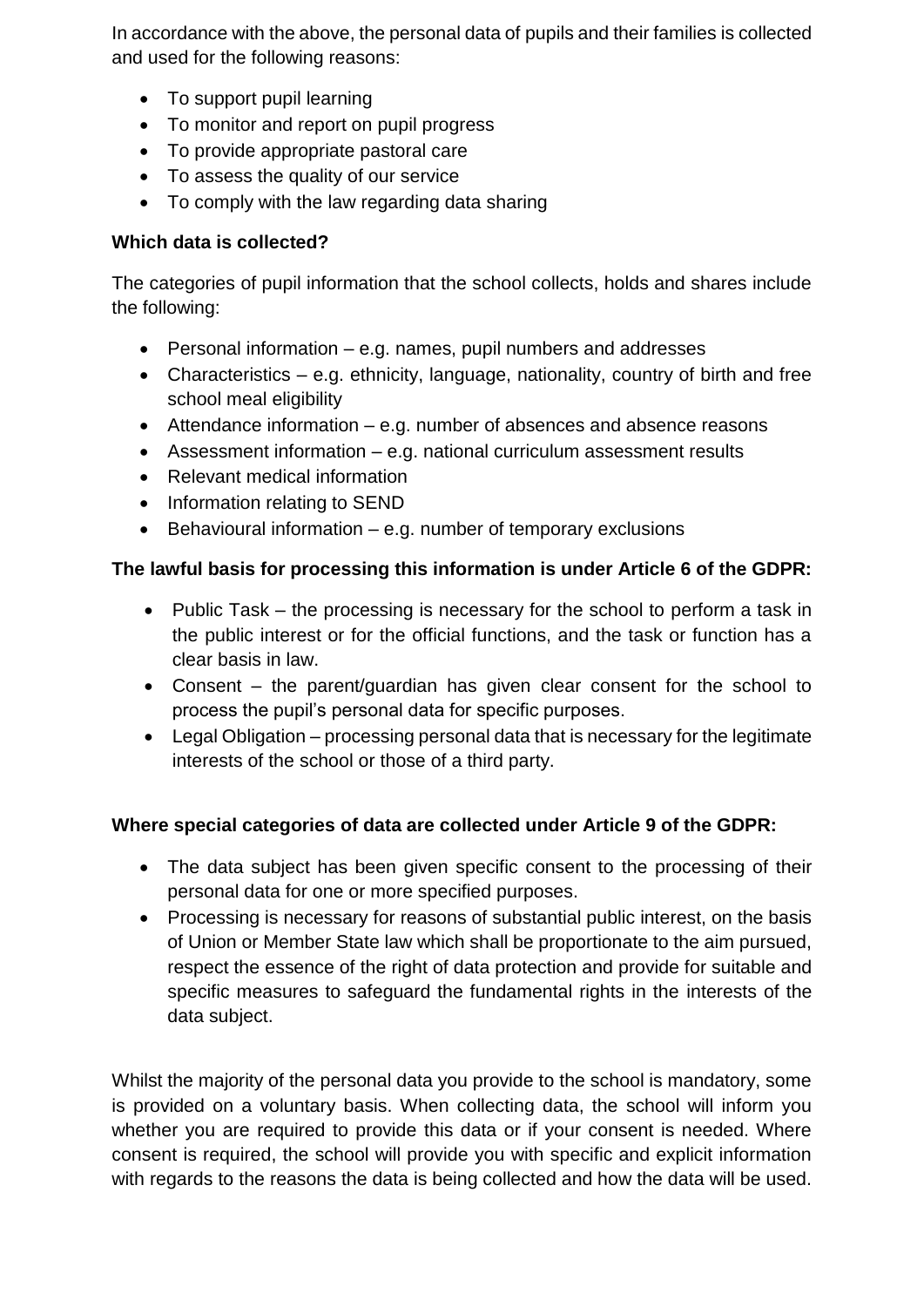In accordance with the above, the personal data of pupils and their families is collected and used for the following reasons:

- To support pupil learning
- To monitor and report on pupil progress
- To provide appropriate pastoral care
- To assess the quality of our service
- To comply with the law regarding data sharing

**Which data is collected?**

The categories of pupil information that the school collects, holds and shares include the following:

- Personal information – e.g. names, pupil numbers and addresses
- Characteristics – e.g. ethnicity, language, nationality, country of birth and free school meal eligibility
- Attendance information – e.g. number of absences and absence reasons
- Assessment information – e.g. national curriculum assessment results
- Relevant medical information
- Information relating to SEND
- Behavioural information – e.g. number of temporary exclusions

**The lawful basis for processing this information is under Article 6 of the GDPR:**

- Public Task – the processing is necessary for the school to perform a task in the public interest or for the official functions, and the task or function has a clear basis in law.
- Consent – the parent/guardian has given clear consent for the school to process the pupil's personal data for specific purposes.
- Legal Obligation – processing personal data that is necessary for the legitimate interests of the school or those of a third party.

**Where special categories of data are collected under Article 9 of the GDPR:**

- The data subject has been given specific consent to the processing of their personal data for one or more specified purposes.
- Processing is necessary for reasons of substantial public interest, on the basis of Union or Member State law which shall be proportionate to the aim pursued, respect the essence of the right of data protection and provide for suitable and specific measures to safeguard the fundamental rights in the interests of the data subject.

Whilst the majority of the personal data you provide to the school is mandatory, some is provided on a voluntary basis. When collecting data, the school will inform you whether you are required to provide this data or if your consent is needed. Where consent is required, the school will provide you with specific and explicit information with regards to the reasons the data is being collected and how the data will be used.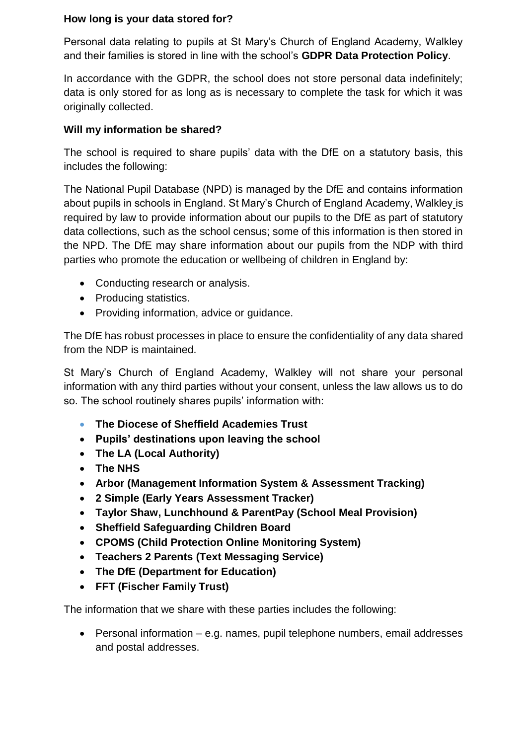**How long is your data stored for?**

Personal data relating to pupils at St Mary's Church of England Academy, Walkley and their families is stored in line with the school's **GDPR Data Protection Policy**.

In accordance with the GDPR, the school does not store personal data indefinitely; data is only stored for as long as is necessary to complete the task for which it was originally collected.

**Will my information be shared?**

The school is required to share pupils' data with the DfE on a statutory basis, this includes the following:

The National Pupil Database (NPD) is managed by the DfE and contains information about pupils in schools in England. St Mary's Church of England Academy, Walkley is required by law to provide information about our pupils to the DfE as part of statutory data collections, such as the school census; some of this information is then stored in the NPD. The DfE may share information about our pupils from the NDP with third parties who promote the education or wellbeing of children in England by:

- Conducting research or analysis.
- Producing statistics.
- Providing information, advice or guidance.

The DfE has robust processes in place to ensure the confidentiality of any data shared from the NDP is maintained.

St Mary's Church of England Academy, Walkley will not share your personal information with any third parties without your consent, unless the law allows us to do so. The school routinely shares pupils' information with:

- **The Diocese of Sheffield Academies Trust**
- **Pupils' destinations upon leaving the school**
- **The LA (Local Authority)**
- **The NHS**
- **Arbor (Management Information System & Assessment Tracking)**
- **2 Simple (Early Years Assessment Tracker)**
- **Taylor Shaw, Lunchhound & ParentPay (School Meal Provision)**
- **Sheffield Safeguarding Children Board**
- **CPOMS (Child Protection Online Monitoring System)**
- **Teachers 2 Parents (Text Messaging Service)**
- **The DfE (Department for Education)**
- **FFT (Fischer Family Trust)**

The information that we share with these parties includes the following:

- Personal information – e.g. names, pupil telephone numbers, email addresses and postal addresses.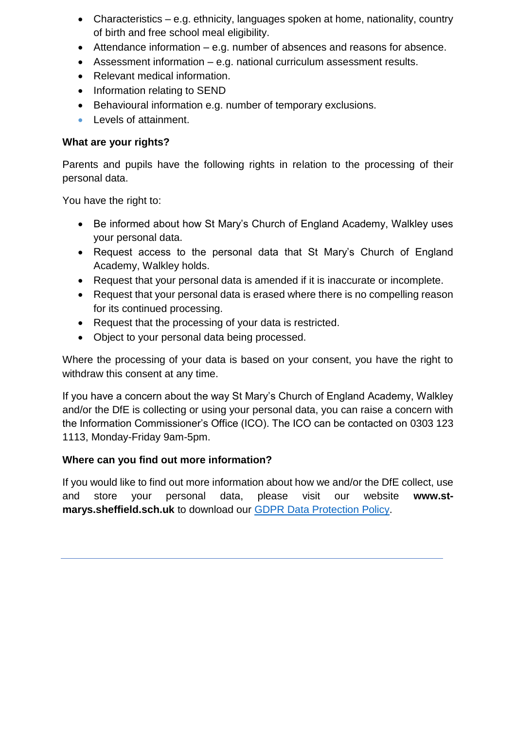- Characteristics – e.g. ethnicity, languages spoken at home, nationality, country of birth and free school meal eligibility.
- Attendance information – e.g. number of absences and reasons for absence.
- Assessment information – e.g. national curriculum assessment results.
- Relevant medical information.
- Information relating to SEND
- Behavioural information e.g. number of temporary exclusions.
- Levels of attainment.

**What are your rights?**

Parents and pupils have the following rights in relation to the processing of their personal data.

You have the right to:

- Be informed about how St Mary's Church of England Academy, Walkley uses your personal data.
- Request access to the personal data that St Mary's Church of England Academy, Walkley holds.
- Request that your personal data is amended if it is inaccurate or incomplete.
- Request that your personal data is erased where there is no compelling reason for its continued processing.
- Request that the processing of your data is restricted.
- Object to your personal data being processed.

Where the processing of your data is based on your consent, you have the right to withdraw this consent at any time.

If you have a concern about the way St Mary's Church of England Academy, Walkley and/or the DfE is collecting or using your personal data, you can raise a concern with the Information Commissioner's Office (ICO). The ICO can be contacted on 0303 123 1113, Monday-Friday 9am-5pm.

**Where can you find out more information?**

If you would like to find out more information about how we and/or the DfE collect, use and store your personal data, please visit our website **www.st-marys.sheffield.sch.uk** to download our GDPR Data Protection Policy.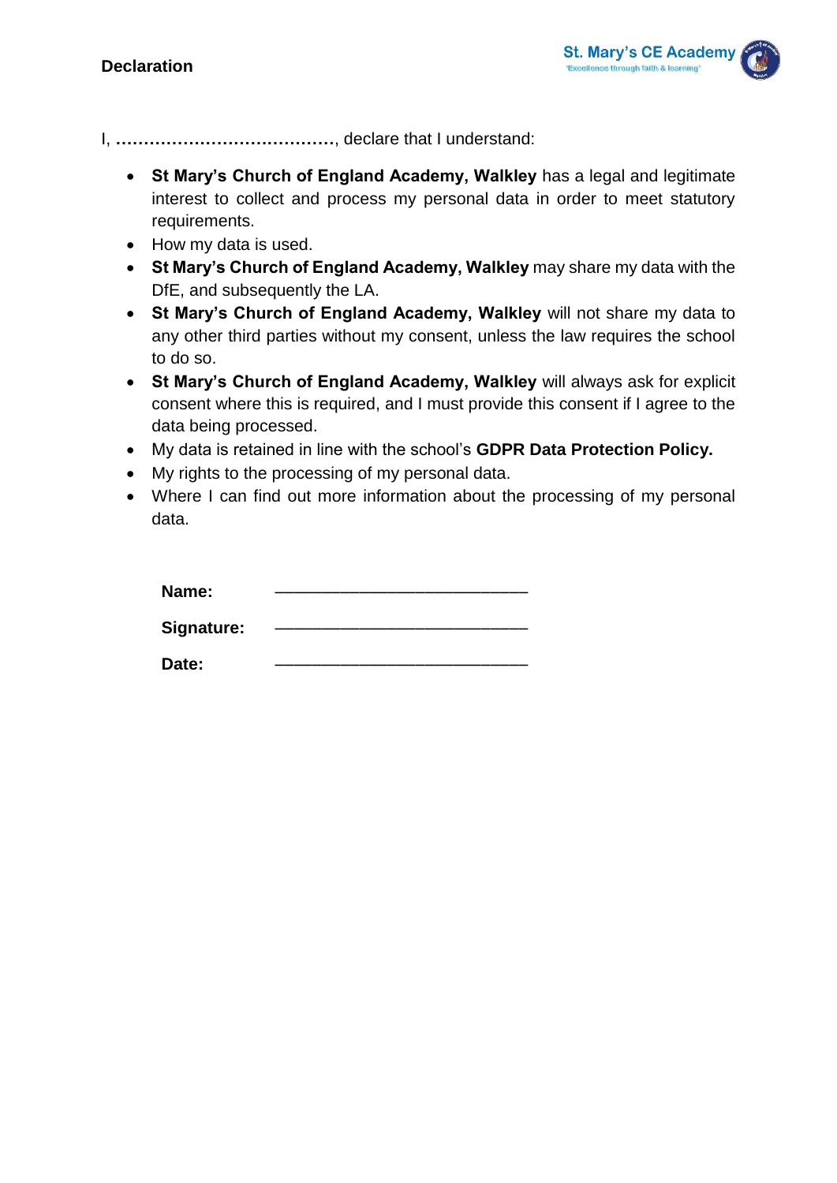**Declaration**

I, ……………………………………, declare that I understand:

- **St Mary's Church of England Academy, Walkley** has a legal and legitimate interest to collect and process my personal data in order to meet statutory requirements.
- How my data is used.
- **St Mary's Church of England Academy, Walkley** may share my data with the DfE, and subsequently the LA.
- **St Mary's Church of England Academy, Walkley** will not share my data to any other third parties without my consent, unless the law requires the school to do so.
- **St Mary's Church of England Academy, Walkley** will always ask for explicit consent where this is required, and I must provide this consent if I agree to the data being processed.
- My data is retained in line with the school's **GDPR Data Protection Policy.**
- My rights to the processing of my personal data.
- Where I can find out more information about the processing of my personal data.

**Name:** ___________________________

**Signature:** ___________________________

**Date:** ___________________________